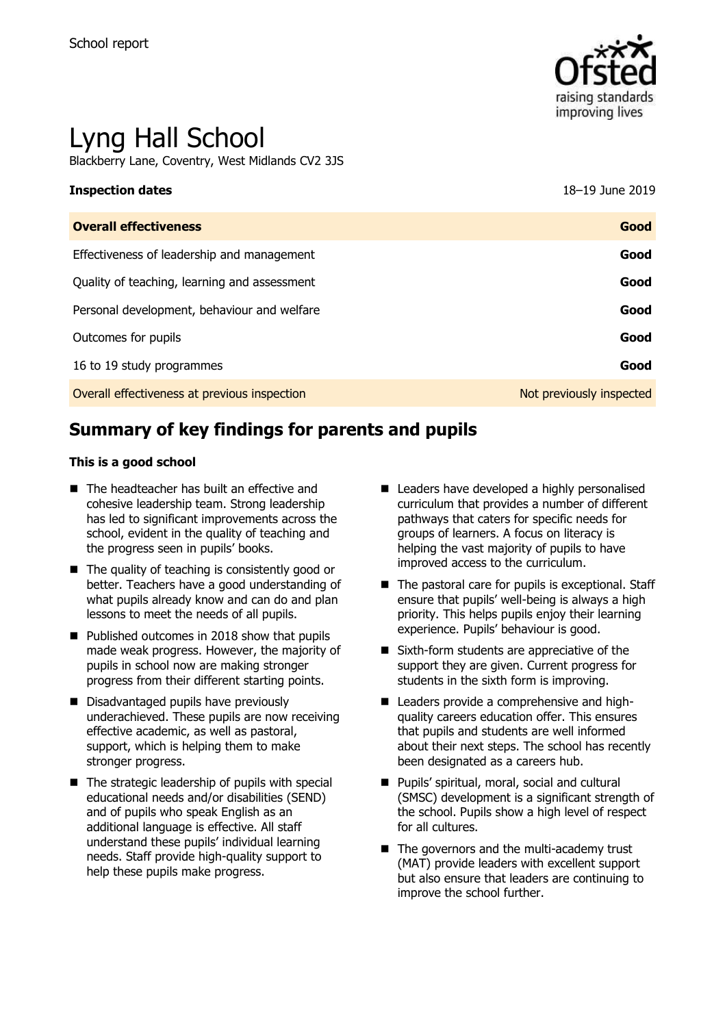School report

# Lyng Hall School

Blackberry Lane, Coventry, West Midlands CV2 3JS

**Inspection dates** 18–19 June 2019

| | |
|---|---|
| **Overall effectiveness** | **Good** |
| Effectiveness of leadership and management | **Good** |
| Quality of teaching, learning and assessment | **Good** |
| Personal development, behaviour and welfare | **Good** |
| Outcomes for pupils | **Good** |
| 16 to 19 study programmes | **Good** |
| Overall effectiveness at previous inspection | Not previously inspected |

## Summary of key findings for parents and pupils

**This is a good school**

- The headteacher has built an effective and cohesive leadership team. Strong leadership has led to significant improvements across the school, evident in the quality of teaching and the progress seen in pupils' books.
- The quality of teaching is consistently good or better. Teachers have a good understanding of what pupils already know and can do and plan lessons to meet the needs of all pupils.
- Published outcomes in 2018 show that pupils made weak progress. However, the majority of pupils in school now are making stronger progress from their different starting points.
- Disadvantaged pupils have previously underachieved. These pupils are now receiving effective academic, as well as pastoral, support, which is helping them to make stronger progress.
- The strategic leadership of pupils with special educational needs and/or disabilities (SEND) and of pupils who speak English as an additional language is effective. All staff understand these pupils' individual learning needs. Staff provide high-quality support to help these pupils make progress.
- Leaders have developed a highly personalised curriculum that provides a number of different pathways that caters for specific needs for groups of learners. A focus on literacy is helping the vast majority of pupils to have improved access to the curriculum.
- The pastoral care for pupils is exceptional. Staff ensure that pupils' well-being is always a high priority. This helps pupils enjoy their learning experience. Pupils' behaviour is good.
- Sixth-form students are appreciative of the support they are given. Current progress for students in the sixth form is improving.
- Leaders provide a comprehensive and high-quality careers education offer. This ensures that pupils and students are well informed about their next steps. The school has recently been designated as a careers hub.
- Pupils' spiritual, moral, social and cultural (SMSC) development is a significant strength of the school. Pupils show a high level of respect for all cultures.
- The governors and the multi-academy trust (MAT) provide leaders with excellent support but also ensure that leaders are continuing to improve the school further.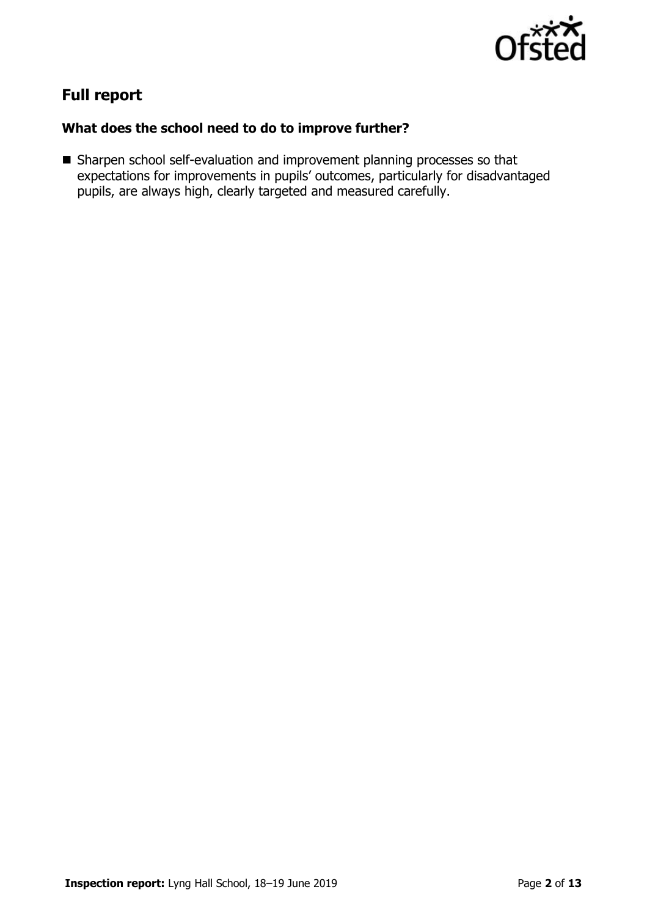## Full report

### What does the school need to do to improve further?

- Sharpen school self-evaluation and improvement planning processes so that expectations for improvements in pupils' outcomes, particularly for disadvantaged pupils, are always high, clearly targeted and measured carefully.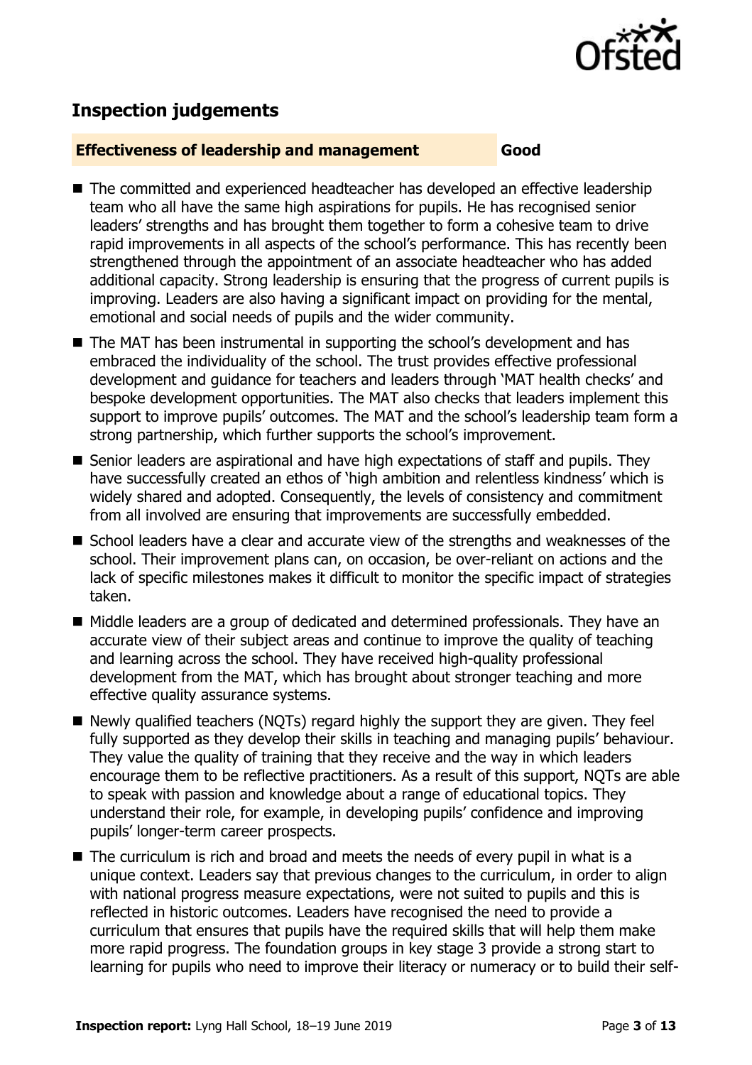## Inspection judgements

**Effectiveness of leadership and management** **Good**

- The committed and experienced headteacher has developed an effective leadership team who all have the same high aspirations for pupils. He has recognised senior leaders' strengths and has brought them together to form a cohesive team to drive rapid improvements in all aspects of the school's performance. This has recently been strengthened through the appointment of an associate headteacher who has added additional capacity. Strong leadership is ensuring that the progress of current pupils is improving. Leaders are also having a significant impact on providing for the mental, emotional and social needs of pupils and the wider community.
- The MAT has been instrumental in supporting the school's development and has embraced the individuality of the school. The trust provides effective professional development and guidance for teachers and leaders through 'MAT health checks' and bespoke development opportunities. The MAT also checks that leaders implement this support to improve pupils' outcomes. The MAT and the school's leadership team form a strong partnership, which further supports the school's improvement.
- Senior leaders are aspirational and have high expectations of staff and pupils. They have successfully created an ethos of 'high ambition and relentless kindness' which is widely shared and adopted. Consequently, the levels of consistency and commitment from all involved are ensuring that improvements are successfully embedded.
- School leaders have a clear and accurate view of the strengths and weaknesses of the school. Their improvement plans can, on occasion, be over-reliant on actions and the lack of specific milestones makes it difficult to monitor the specific impact of strategies taken.
- Middle leaders are a group of dedicated and determined professionals. They have an accurate view of their subject areas and continue to improve the quality of teaching and learning across the school. They have received high-quality professional development from the MAT, which has brought about stronger teaching and more effective quality assurance systems.
- Newly qualified teachers (NQTs) regard highly the support they are given. They feel fully supported as they develop their skills in teaching and managing pupils' behaviour. They value the quality of training that they receive and the way in which leaders encourage them to be reflective practitioners. As a result of this support, NQTs are able to speak with passion and knowledge about a range of educational topics. They understand their role, for example, in developing pupils' confidence and improving pupils' longer-term career prospects.
- The curriculum is rich and broad and meets the needs of every pupil in what is a unique context. Leaders say that previous changes to the curriculum, in order to align with national progress measure expectations, were not suited to pupils and this is reflected in historic outcomes. Leaders have recognised the need to provide a curriculum that ensures that pupils have the required skills that will help them make more rapid progress. The foundation groups in key stage 3 provide a strong start to learning for pupils who need to improve their literacy or numeracy or to build their self-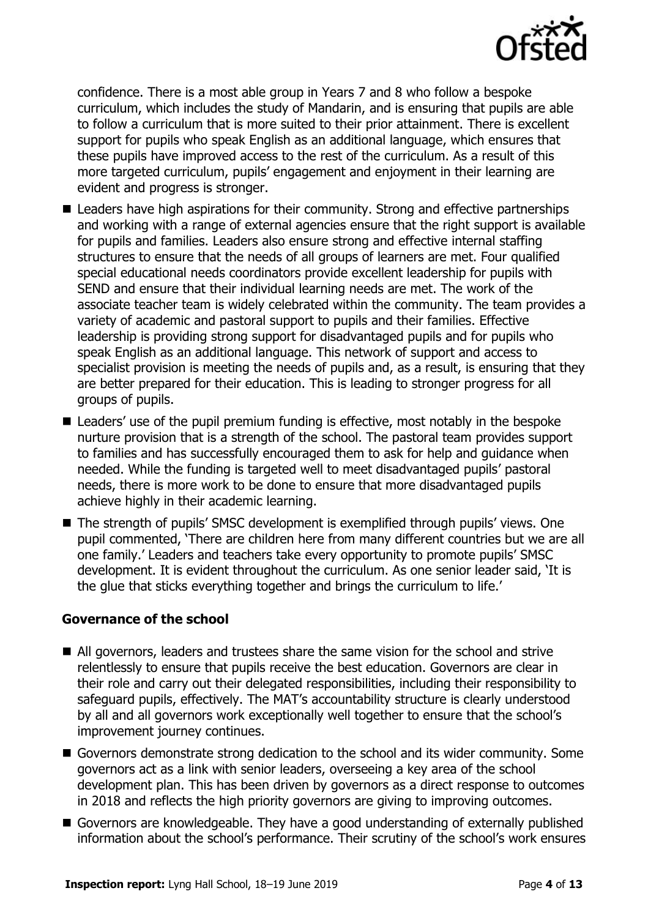confidence. There is a most able group in Years 7 and 8 who follow a bespoke curriculum, which includes the study of Mandarin, and is ensuring that pupils are able to follow a curriculum that is more suited to their prior attainment. There is excellent support for pupils who speak English as an additional language, which ensures that these pupils have improved access to the rest of the curriculum. As a result of this more targeted curriculum, pupils' engagement and enjoyment in their learning are evident and progress is stronger.

- Leaders have high aspirations for their community. Strong and effective partnerships and working with a range of external agencies ensure that the right support is available for pupils and families. Leaders also ensure strong and effective internal staffing structures to ensure that the needs of all groups of learners are met. Four qualified special educational needs coordinators provide excellent leadership for pupils with SEND and ensure that their individual learning needs are met. The work of the associate teacher team is widely celebrated within the community. The team provides a variety of academic and pastoral support to pupils and their families. Effective leadership is providing strong support for disadvantaged pupils and for pupils who speak English as an additional language. This network of support and access to specialist provision is meeting the needs of pupils and, as a result, is ensuring that they are better prepared for their education. This is leading to stronger progress for all groups of pupils.
- Leaders' use of the pupil premium funding is effective, most notably in the bespoke nurture provision that is a strength of the school. The pastoral team provides support to families and has successfully encouraged them to ask for help and guidance when needed. While the funding is targeted well to meet disadvantaged pupils' pastoral needs, there is more work to be done to ensure that more disadvantaged pupils achieve highly in their academic learning.
- The strength of pupils' SMSC development is exemplified through pupils' views. One pupil commented, 'There are children here from many different countries but we are all one family.' Leaders and teachers take every opportunity to promote pupils' SMSC development. It is evident throughout the curriculum. As one senior leader said, 'It is the glue that sticks everything together and brings the curriculum to life.'

### Governance of the school

- All governors, leaders and trustees share the same vision for the school and strive relentlessly to ensure that pupils receive the best education. Governors are clear in their role and carry out their delegated responsibilities, including their responsibility to safeguard pupils, effectively. The MAT's accountability structure is clearly understood by all and all governors work exceptionally well together to ensure that the school's improvement journey continues.
- Governors demonstrate strong dedication to the school and its wider community. Some governors act as a link with senior leaders, overseeing a key area of the school development plan. This has been driven by governors as a direct response to outcomes in 2018 and reflects the high priority governors are giving to improving outcomes.
- Governors are knowledgeable. They have a good understanding of externally published information about the school's performance. Their scrutiny of the school's work ensures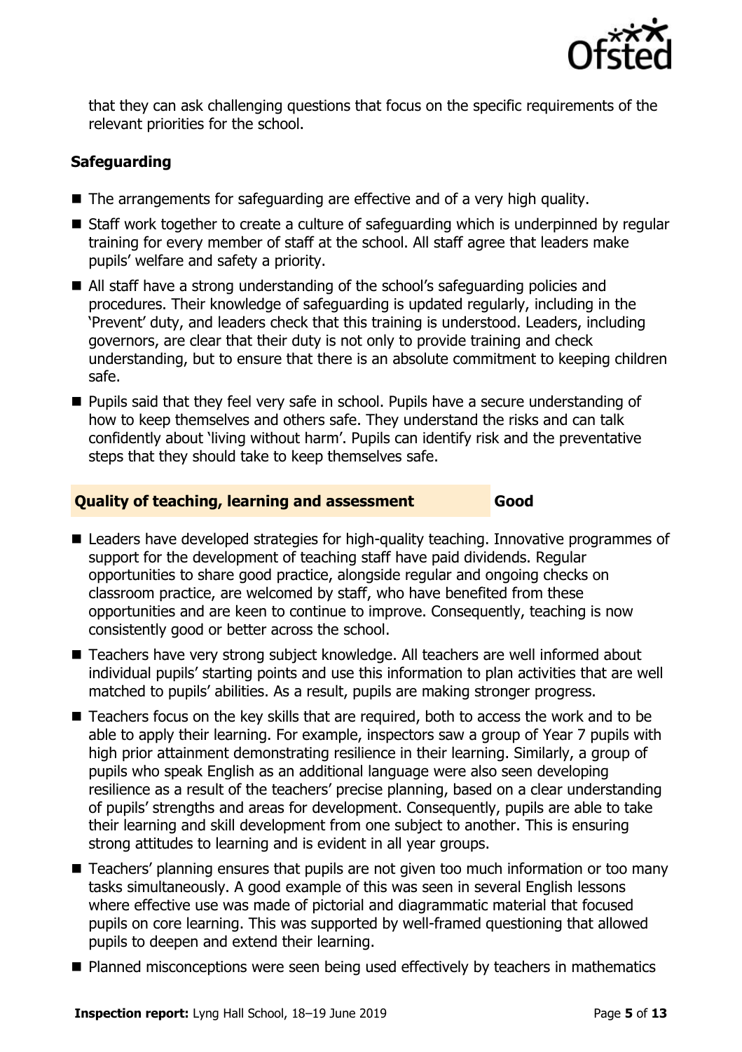that they can ask challenging questions that focus on the specific requirements of the relevant priorities for the school.

### Safeguarding

- The arrangements for safeguarding are effective and of a very high quality.
- Staff work together to create a culture of safeguarding which is underpinned by regular training for every member of staff at the school. All staff agree that leaders make pupils' welfare and safety a priority.
- All staff have a strong understanding of the school's safeguarding policies and procedures. Their knowledge of safeguarding is updated regularly, including in the 'Prevent' duty, and leaders check that this training is understood. Leaders, including governors, are clear that their duty is not only to provide training and check understanding, but to ensure that there is an absolute commitment to keeping children safe.
- Pupils said that they feel very safe in school. Pupils have a secure understanding of how to keep themselves and others safe. They understand the risks and can talk confidently about 'living without harm'. Pupils can identify risk and the preventative steps that they should take to keep themselves safe.

### Quality of teaching, learning and assessment — Good

- Leaders have developed strategies for high-quality teaching. Innovative programmes of support for the development of teaching staff have paid dividends. Regular opportunities to share good practice, alongside regular and ongoing checks on classroom practice, are welcomed by staff, who have benefited from these opportunities and are keen to continue to improve. Consequently, teaching is now consistently good or better across the school.
- Teachers have very strong subject knowledge. All teachers are well informed about individual pupils' starting points and use this information to plan activities that are well matched to pupils' abilities. As a result, pupils are making stronger progress.
- Teachers focus on the key skills that are required, both to access the work and to be able to apply their learning. For example, inspectors saw a group of Year 7 pupils with high prior attainment demonstrating resilience in their learning. Similarly, a group of pupils who speak English as an additional language were also seen developing resilience as a result of the teachers' precise planning, based on a clear understanding of pupils' strengths and areas for development. Consequently, pupils are able to take their learning and skill development from one subject to another. This is ensuring strong attitudes to learning and is evident in all year groups.
- Teachers' planning ensures that pupils are not given too much information or too many tasks simultaneously. A good example of this was seen in several English lessons where effective use was made of pictorial and diagrammatic material that focused pupils on core learning. This was supported by well-framed questioning that allowed pupils to deepen and extend their learning.
- Planned misconceptions were seen being used effectively by teachers in mathematics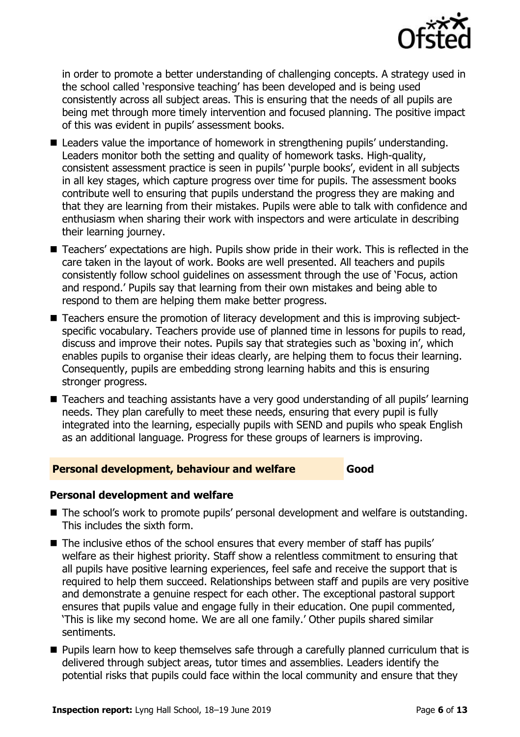in order to promote a better understanding of challenging concepts. A strategy used in the school called 'responsive teaching' has been developed and is being used consistently across all subject areas. This is ensuring that the needs of all pupils are being met through more timely intervention and focused planning. The positive impact of this was evident in pupils' assessment books.

- Leaders value the importance of homework in strengthening pupils' understanding. Leaders monitor both the setting and quality of homework tasks. High-quality, consistent assessment practice is seen in pupils' 'purple books', evident in all subjects in all key stages, which capture progress over time for pupils. The assessment books contribute well to ensuring that pupils understand the progress they are making and that they are learning from their mistakes. Pupils were able to talk with confidence and enthusiasm when sharing their work with inspectors and were articulate in describing their learning journey.
- Teachers' expectations are high. Pupils show pride in their work. This is reflected in the care taken in the layout of work. Books are well presented. All teachers and pupils consistently follow school guidelines on assessment through the use of 'Focus, action and respond.' Pupils say that learning from their own mistakes and being able to respond to them are helping them make better progress.
- Teachers ensure the promotion of literacy development and this is improving subject-specific vocabulary. Teachers provide use of planned time in lessons for pupils to read, discuss and improve their notes. Pupils say that strategies such as 'boxing in', which enables pupils to organise their ideas clearly, are helping them to focus their learning. Consequently, pupils are embedding strong learning habits and this is ensuring stronger progress.
- Teachers and teaching assistants have a very good understanding of all pupils' learning needs. They plan carefully to meet these needs, ensuring that every pupil is fully integrated into the learning, especially pupils with SEND and pupils who speak English as an additional language. Progress for these groups of learners is improving.

## Personal development, behaviour and welfare — Good

### Personal development and welfare

- The school's work to promote pupils' personal development and welfare is outstanding. This includes the sixth form.
- The inclusive ethos of the school ensures that every member of staff has pupils' welfare as their highest priority. Staff show a relentless commitment to ensuring that all pupils have positive learning experiences, feel safe and receive the support that is required to help them succeed. Relationships between staff and pupils are very positive and demonstrate a genuine respect for each other. The exceptional pastoral support ensures that pupils value and engage fully in their education. One pupil commented, 'This is like my second home. We are all one family.' Other pupils shared similar sentiments.
- Pupils learn how to keep themselves safe through a carefully planned curriculum that is delivered through subject areas, tutor times and assemblies. Leaders identify the potential risks that pupils could face within the local community and ensure that they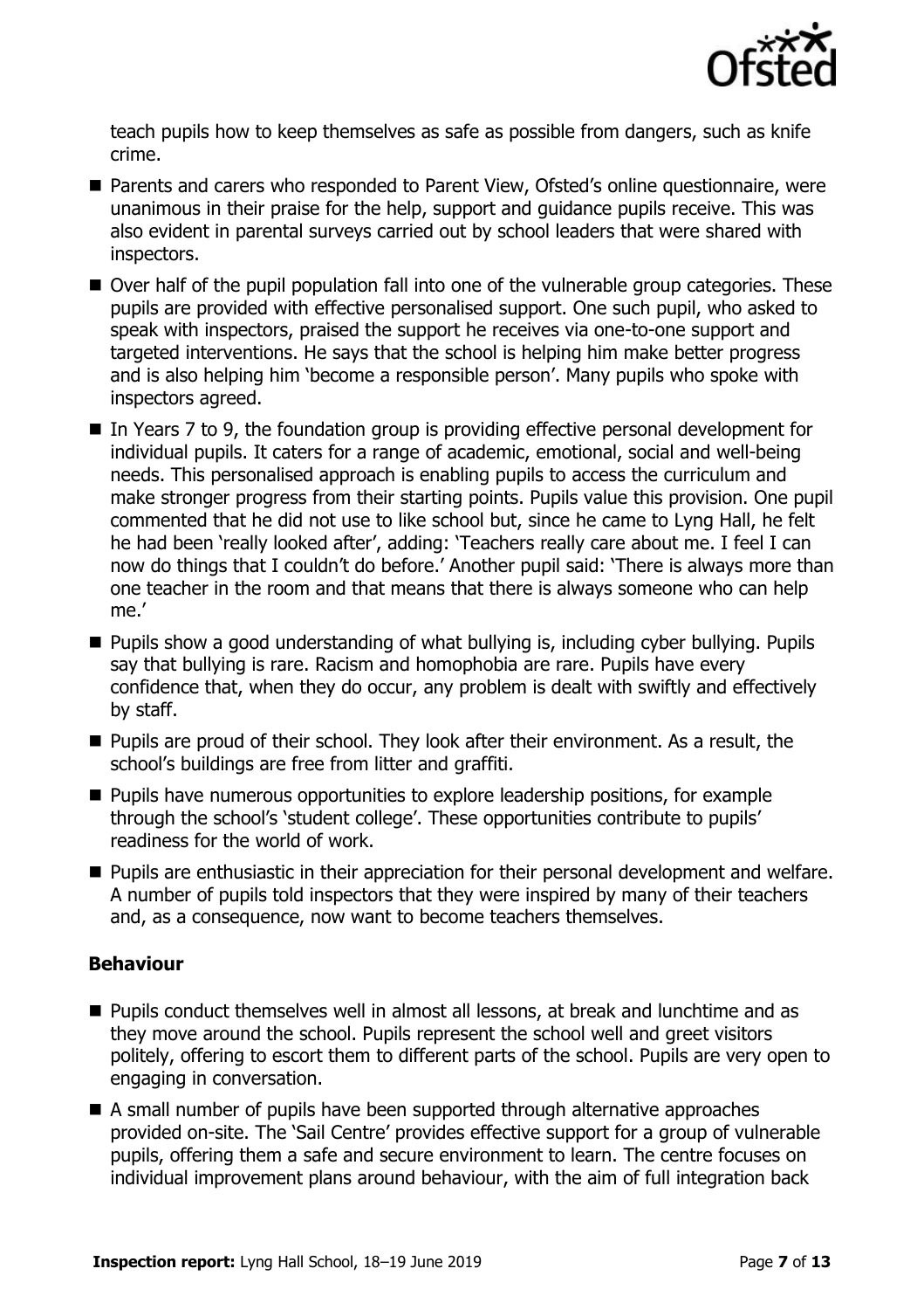teach pupils how to keep themselves as safe as possible from dangers, such as knife crime.

- Parents and carers who responded to Parent View, Ofsted's online questionnaire, were unanimous in their praise for the help, support and guidance pupils receive. This was also evident in parental surveys carried out by school leaders that were shared with inspectors.
- Over half of the pupil population fall into one of the vulnerable group categories. These pupils are provided with effective personalised support. One such pupil, who asked to speak with inspectors, praised the support he receives via one-to-one support and targeted interventions. He says that the school is helping him make better progress and is also helping him 'become a responsible person'. Many pupils who spoke with inspectors agreed.
- In Years 7 to 9, the foundation group is providing effective personal development for individual pupils. It caters for a range of academic, emotional, social and well-being needs. This personalised approach is enabling pupils to access the curriculum and make stronger progress from their starting points. Pupils value this provision. One pupil commented that he did not use to like school but, since he came to Lyng Hall, he felt he had been 'really looked after', adding: 'Teachers really care about me. I feel I can now do things that I couldn't do before.' Another pupil said: 'There is always more than one teacher in the room and that means that there is always someone who can help me.'
- Pupils show a good understanding of what bullying is, including cyber bullying. Pupils say that bullying is rare. Racism and homophobia are rare. Pupils have every confidence that, when they do occur, any problem is dealt with swiftly and effectively by staff.
- Pupils are proud of their school. They look after their environment. As a result, the school's buildings are free from litter and graffiti.
- Pupils have numerous opportunities to explore leadership positions, for example through the school's 'student college'. These opportunities contribute to pupils' readiness for the world of work.
- Pupils are enthusiastic in their appreciation for their personal development and welfare. A number of pupils told inspectors that they were inspired by many of their teachers and, as a consequence, now want to become teachers themselves.

### Behaviour

- Pupils conduct themselves well in almost all lessons, at break and lunchtime and as they move around the school. Pupils represent the school well and greet visitors politely, offering to escort them to different parts of the school. Pupils are very open to engaging in conversation.
- A small number of pupils have been supported through alternative approaches provided on-site. The 'Sail Centre' provides effective support for a group of vulnerable pupils, offering them a safe and secure environment to learn. The centre focuses on individual improvement plans around behaviour, with the aim of full integration back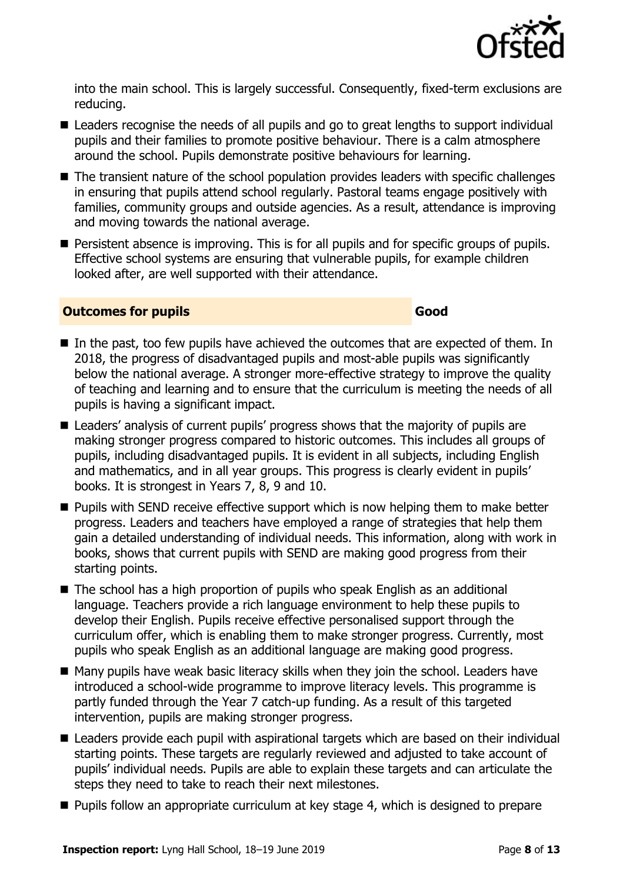into the main school. This is largely successful. Consequently, fixed-term exclusions are reducing.

- Leaders recognise the needs of all pupils and go to great lengths to support individual pupils and their families to promote positive behaviour. There is a calm atmosphere around the school. Pupils demonstrate positive behaviours for learning.
- The transient nature of the school population provides leaders with specific challenges in ensuring that pupils attend school regularly. Pastoral teams engage positively with families, community groups and outside agencies. As a result, attendance is improving and moving towards the national average.
- Persistent absence is improving. This is for all pupils and for specific groups of pupils. Effective school systems are ensuring that vulnerable pupils, for example children looked after, are well supported with their attendance.

## Outcomes for pupils — Good

- In the past, too few pupils have achieved the outcomes that are expected of them. In 2018, the progress of disadvantaged pupils and most-able pupils was significantly below the national average. A stronger more-effective strategy to improve the quality of teaching and learning and to ensure that the curriculum is meeting the needs of all pupils is having a significant impact.
- Leaders' analysis of current pupils' progress shows that the majority of pupils are making stronger progress compared to historic outcomes. This includes all groups of pupils, including disadvantaged pupils. It is evident in all subjects, including English and mathematics, and in all year groups. This progress is clearly evident in pupils' books. It is strongest in Years 7, 8, 9 and 10.
- Pupils with SEND receive effective support which is now helping them to make better progress. Leaders and teachers have employed a range of strategies that help them gain a detailed understanding of individual needs. This information, along with work in books, shows that current pupils with SEND are making good progress from their starting points.
- The school has a high proportion of pupils who speak English as an additional language. Teachers provide a rich language environment to help these pupils to develop their English. Pupils receive effective personalised support through the curriculum offer, which is enabling them to make stronger progress. Currently, most pupils who speak English as an additional language are making good progress.
- Many pupils have weak basic literacy skills when they join the school. Leaders have introduced a school-wide programme to improve literacy levels. This programme is partly funded through the Year 7 catch-up funding. As a result of this targeted intervention, pupils are making stronger progress.
- Leaders provide each pupil with aspirational targets which are based on their individual starting points. These targets are regularly reviewed and adjusted to take account of pupils' individual needs. Pupils are able to explain these targets and can articulate the steps they need to take to reach their next milestones.
- Pupils follow an appropriate curriculum at key stage 4, which is designed to prepare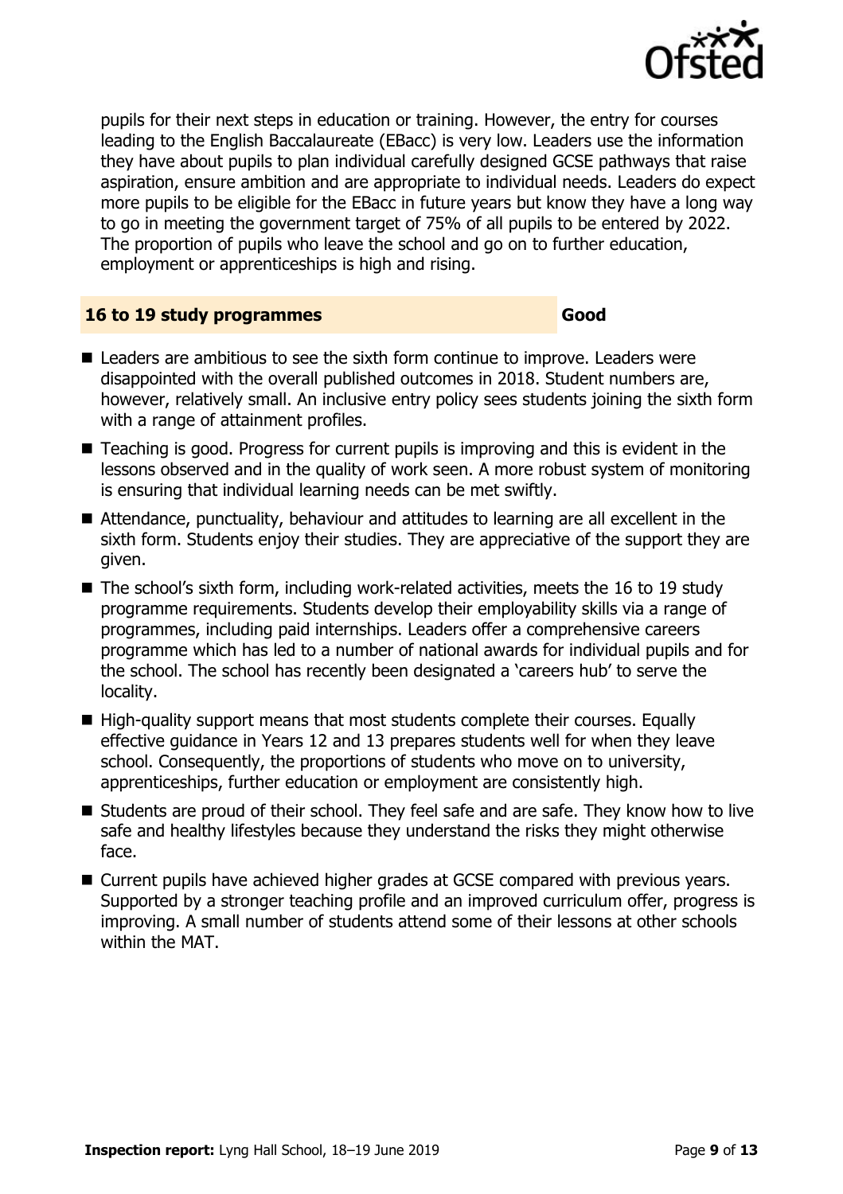pupils for their next steps in education or training. However, the entry for courses leading to the English Baccalaureate (EBacc) is very low. Leaders use the information they have about pupils to plan individual carefully designed GCSE pathways that raise aspiration, ensure ambition and are appropriate to individual needs. Leaders do expect more pupils to be eligible for the EBacc in future years but know they have a long way to go in meeting the government target of 75% of all pupils to be entered by 2022. The proportion of pupils who leave the school and go on to further education, employment or apprenticeships is high and rising.

## 16 to 19 study programmes — Good

- Leaders are ambitious to see the sixth form continue to improve. Leaders were disappointed with the overall published outcomes in 2018. Student numbers are, however, relatively small. An inclusive entry policy sees students joining the sixth form with a range of attainment profiles.
- Teaching is good. Progress for current pupils is improving and this is evident in the lessons observed and in the quality of work seen. A more robust system of monitoring is ensuring that individual learning needs can be met swiftly.
- Attendance, punctuality, behaviour and attitudes to learning are all excellent in the sixth form. Students enjoy their studies. They are appreciative of the support they are given.
- The school's sixth form, including work-related activities, meets the 16 to 19 study programme requirements. Students develop their employability skills via a range of programmes, including paid internships. Leaders offer a comprehensive careers programme which has led to a number of national awards for individual pupils and for the school. The school has recently been designated a 'careers hub' to serve the locality.
- High-quality support means that most students complete their courses. Equally effective guidance in Years 12 and 13 prepares students well for when they leave school. Consequently, the proportions of students who move on to university, apprenticeships, further education or employment are consistently high.
- Students are proud of their school. They feel safe and are safe. They know how to live safe and healthy lifestyles because they understand the risks they might otherwise face.
- Current pupils have achieved higher grades at GCSE compared with previous years. Supported by a stronger teaching profile and an improved curriculum offer, progress is improving. A small number of students attend some of their lessons at other schools within the MAT.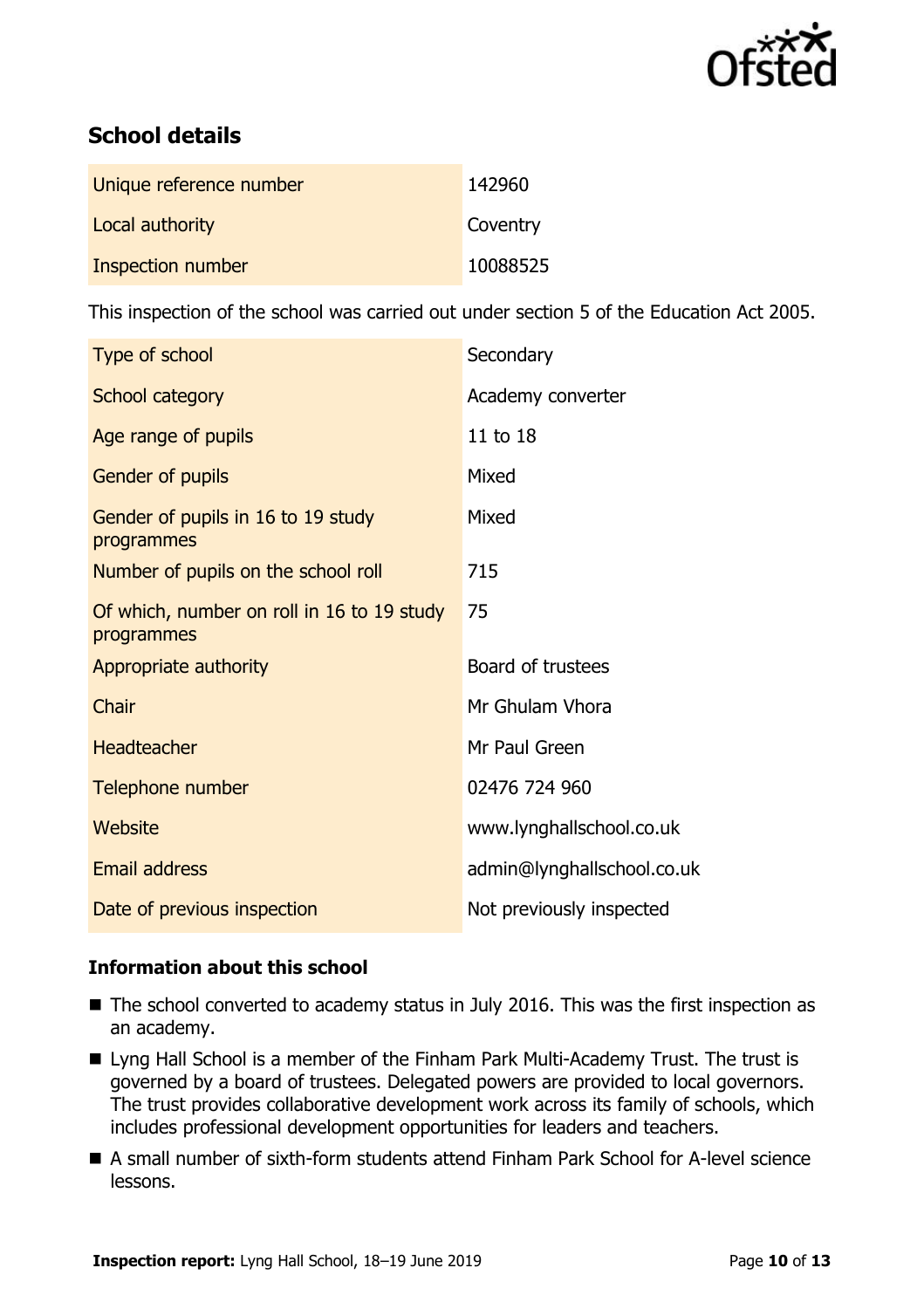## School details

| | |
|---|---|
| Unique reference number | 142960 |
| Local authority | Coventry |
| Inspection number | 10088525 |

This inspection of the school was carried out under section 5 of the Education Act 2005.

| | |
|---|---|
| Type of school | Secondary |
| School category | Academy converter |
| Age range of pupils | 11 to 18 |
| Gender of pupils | Mixed |
| Gender of pupils in 16 to 19 study programmes | Mixed |
| Number of pupils on the school roll | 715 |
| Of which, number on roll in 16 to 19 study programmes | 75 |
| Appropriate authority | Board of trustees |
| Chair | Mr Ghulam Vhora |
| Headteacher | Mr Paul Green |
| Telephone number | 02476 724 960 |
| Website | www.lynghallschool.co.uk |
| Email address | admin@lynghallschool.co.uk |
| Date of previous inspection | Not previously inspected |

### Information about this school

- The school converted to academy status in July 2016. This was the first inspection as an academy.
- Lyng Hall School is a member of the Finham Park Multi-Academy Trust. The trust is governed by a board of trustees. Delegated powers are provided to local governors. The trust provides collaborative development work across its family of schools, which includes professional development opportunities for leaders and teachers.
- A small number of sixth-form students attend Finham Park School for A-level science lessons.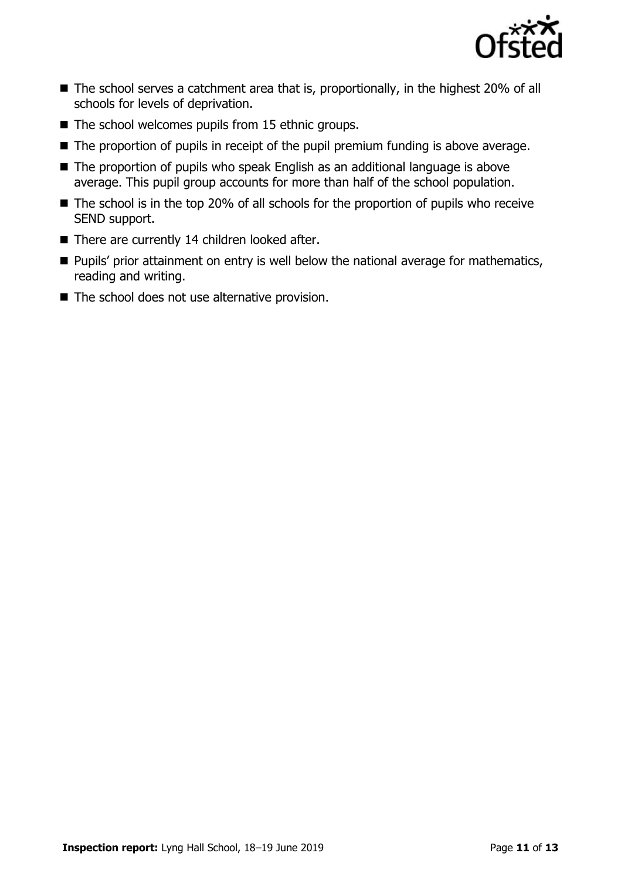- The school serves a catchment area that is, proportionally, in the highest 20% of all schools for levels of deprivation.
- The school welcomes pupils from 15 ethnic groups.
- The proportion of pupils in receipt of the pupil premium funding is above average.
- The proportion of pupils who speak English as an additional language is above average. This pupil group accounts for more than half of the school population.
- The school is in the top 20% of all schools for the proportion of pupils who receive SEND support.
- There are currently 14 children looked after.
- Pupils' prior attainment on entry is well below the national average for mathematics, reading and writing.
- The school does not use alternative provision.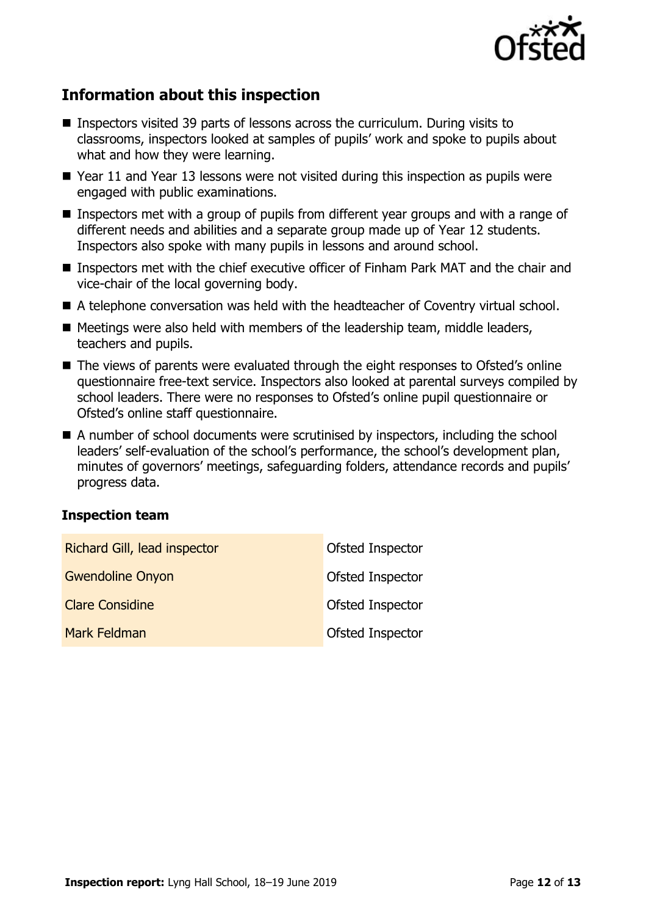## Information about this inspection

- Inspectors visited 39 parts of lessons across the curriculum. During visits to classrooms, inspectors looked at samples of pupils' work and spoke to pupils about what and how they were learning.
- Year 11 and Year 13 lessons were not visited during this inspection as pupils were engaged with public examinations.
- Inspectors met with a group of pupils from different year groups and with a range of different needs and abilities and a separate group made up of Year 12 students. Inspectors also spoke with many pupils in lessons and around school.
- Inspectors met with the chief executive officer of Finham Park MAT and the chair and vice-chair of the local governing body.
- A telephone conversation was held with the headteacher of Coventry virtual school.
- Meetings were also held with members of the leadership team, middle leaders, teachers and pupils.
- The views of parents were evaluated through the eight responses to Ofsted's online questionnaire free-text service. Inspectors also looked at parental surveys compiled by school leaders. There were no responses to Ofsted's online pupil questionnaire or Ofsted's online staff questionnaire.
- A number of school documents were scrutinised by inspectors, including the school leaders' self-evaluation of the school's performance, the school's development plan, minutes of governors' meetings, safeguarding folders, attendance records and pupils' progress data.

### Inspection team

| | |
|---|---|
| Richard Gill, lead inspector | Ofsted Inspector |
| Gwendoline Onyon | Ofsted Inspector |
| Clare Considine | Ofsted Inspector |
| Mark Feldman | Ofsted Inspector |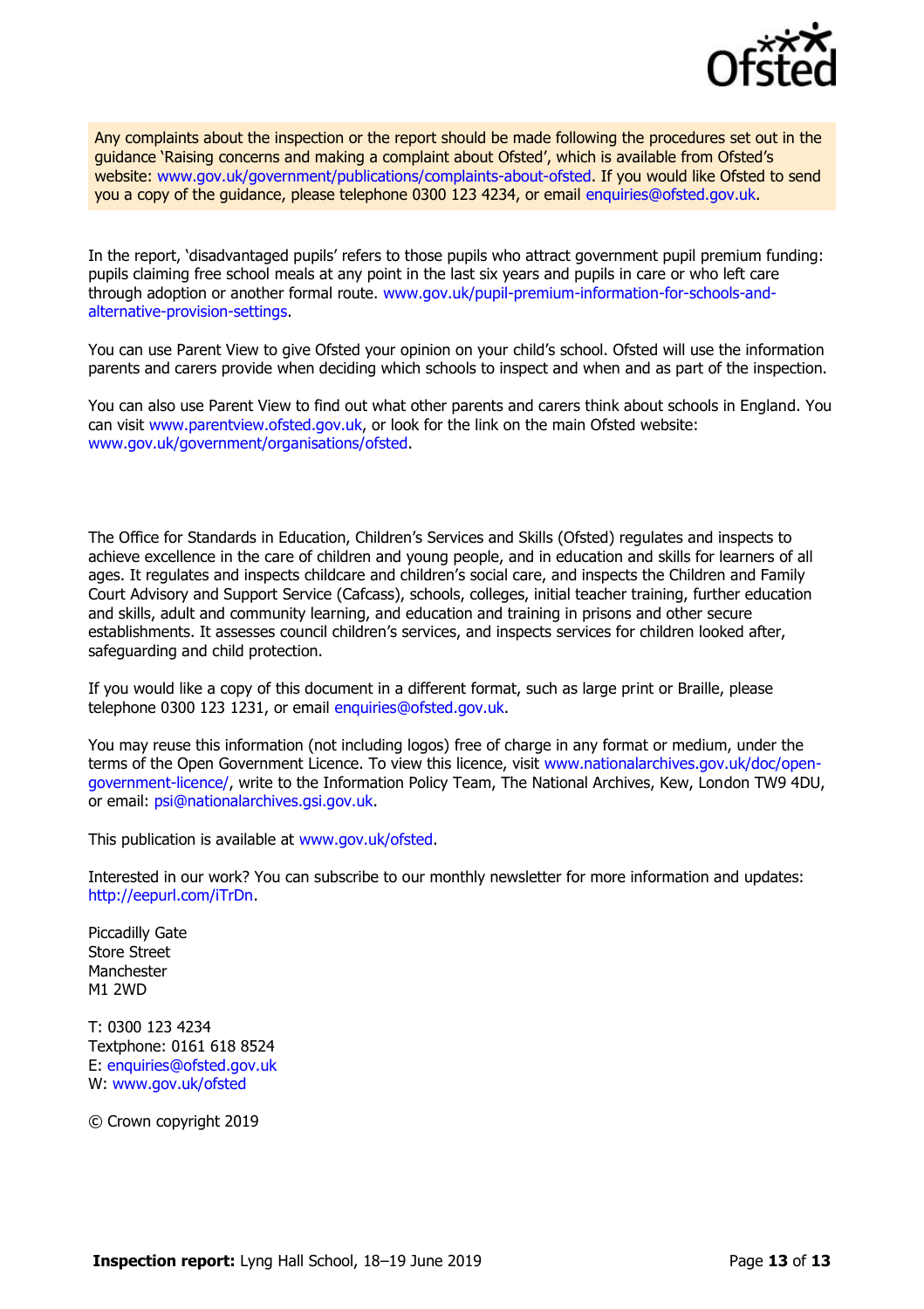Any complaints about the inspection or the report should be made following the procedures set out in the guidance 'Raising concerns and making a complaint about Ofsted', which is available from Ofsted's website: www.gov.uk/government/publications/complaints-about-ofsted. If you would like Ofsted to send you a copy of the guidance, please telephone 0300 123 4234, or email enquiries@ofsted.gov.uk.

In the report, 'disadvantaged pupils' refers to those pupils who attract government pupil premium funding: pupils claiming free school meals at any point in the last six years and pupils in care or who left care through adoption or another formal route. www.gov.uk/pupil-premium-information-for-schools-and-alternative-provision-settings.

You can use Parent View to give Ofsted your opinion on your child's school. Ofsted will use the information parents and carers provide when deciding which schools to inspect and when and as part of the inspection.

You can also use Parent View to find out what other parents and carers think about schools in England. You can visit www.parentview.ofsted.gov.uk, or look for the link on the main Ofsted website: www.gov.uk/government/organisations/ofsted.

The Office for Standards in Education, Children's Services and Skills (Ofsted) regulates and inspects to achieve excellence in the care of children and young people, and in education and skills for learners of all ages. It regulates and inspects childcare and children's social care, and inspects the Children and Family Court Advisory and Support Service (Cafcass), schools, colleges, initial teacher training, further education and skills, adult and community learning, and education and training in prisons and other secure establishments. It assesses council children's services, and inspects services for children looked after, safeguarding and child protection.

If you would like a copy of this document in a different format, such as large print or Braille, please telephone 0300 123 1231, or email enquiries@ofsted.gov.uk.

You may reuse this information (not including logos) free of charge in any format or medium, under the terms of the Open Government Licence. To view this licence, visit www.nationalarchives.gov.uk/doc/open-government-licence/, write to the Information Policy Team, The National Archives, Kew, London TW9 4DU, or email: psi@nationalarchives.gsi.gov.uk.

This publication is available at www.gov.uk/ofsted.

Interested in our work? You can subscribe to our monthly newsletter for more information and updates: http://eepurl.com/iTrDn.

Piccadilly Gate
Store Street
Manchester
M1 2WD

T: 0300 123 4234
Textphone: 0161 618 8524
E: enquiries@ofsted.gov.uk
W: www.gov.uk/ofsted

© Crown copyright 2019